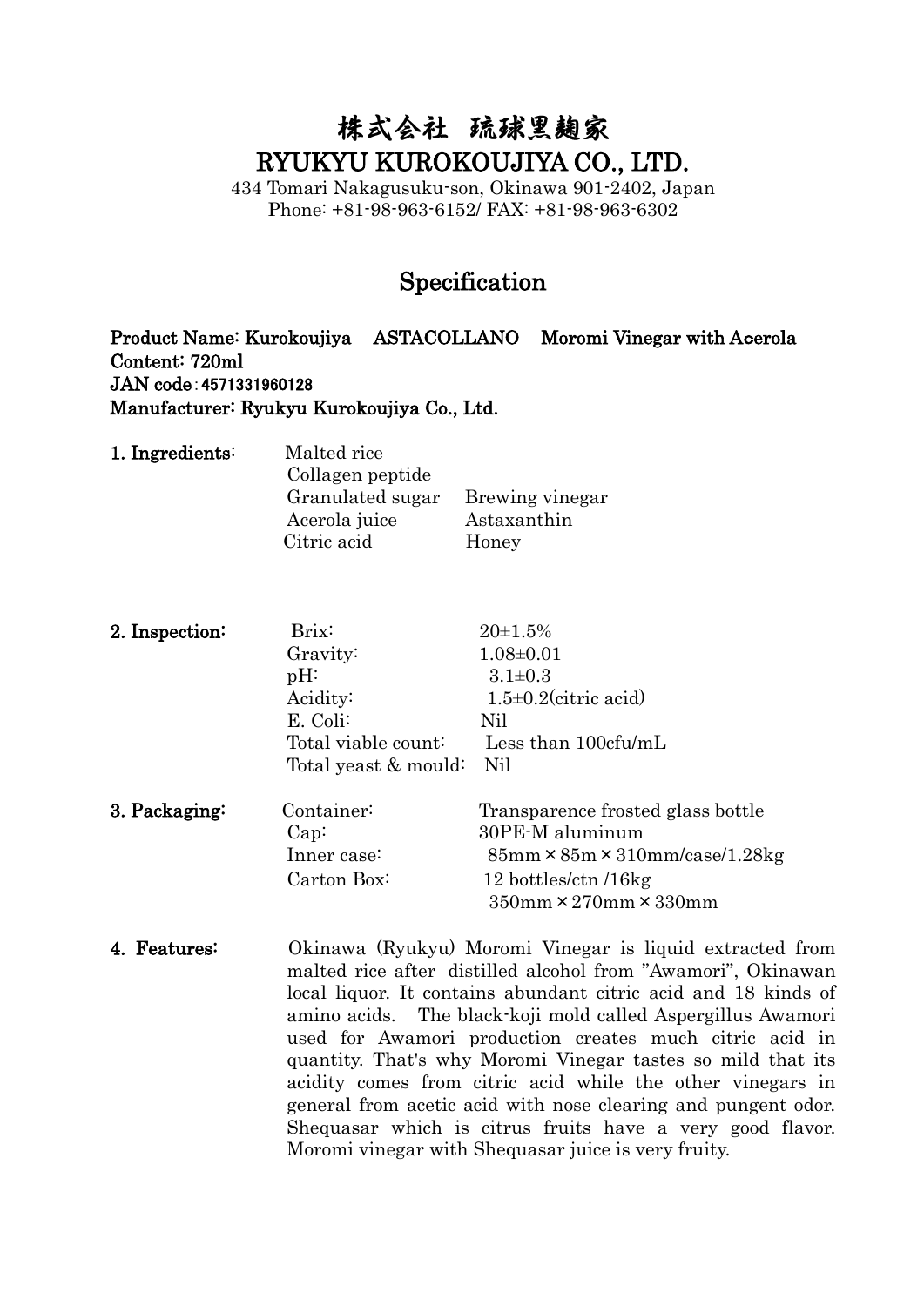# 株式会社　琉球黒麹家
# RYUKYU KUROKOUJIYA CO., LTD.

434 Tomari Nakagusuku-son, Okinawa 901-2402, Japan
Phone: +81-98-963-6152/ FAX: +81-98-963-6302

## Specification

**Product Name: Kurokoujiya　ASTACOLLANO　Moromi Vinegar with Acerola**
**Content: 720ml**
**JAN code：4571331960128**
**Manufacturer: Ryukyu Kurokoujiya Co., Ltd.**

**1. Ingredients:**

| | |
|---|---|
| Malted rice | |
| Collagen peptide | |
| Granulated sugar | Brewing vinegar |
| Acerola juice | Astaxanthin |
| Citric acid | Honey |

**2. Inspection:**

| | |
|---|---|
| Brix: | 20±1.5% |
| Gravity: | 1.08±0.01 |
| pH: | 3.1±0.3 |
| Acidity: | 1.5±0.2(citric acid) |
| E. Coli: | Nil |
| Total viable count: | Less than 100cfu/mL |
| Total yeast & mould: | Nil |

**3. Packaging:**

| | |
|---|---|
| Container: | Transparence frosted glass bottle |
| Cap: | 30PE-M aluminum |
| Inner case: | 85mm×85m×310mm/case/1.28kg |
| Carton Box: | 12 bottles/ctn /16kg<br>350mm×270mm×330mm |

**4. Features:**

Okinawa (Ryukyu) Moromi Vinegar is liquid extracted from malted rice after distilled alcohol from "Awamori", Okinawan local liquor. It contains abundant citric acid and 18 kinds of amino acids. The black-koji mold called Aspergillus Awamori used for Awamori production creates much citric acid in quantity. That's why Moromi Vinegar tastes so mild that its acidity comes from citric acid while the other vinegars in general from acetic acid with nose clearing and pungent odor. Shequasar which is citrus fruits have a very good flavor. Moromi vinegar with Shequasar juice is very fruity.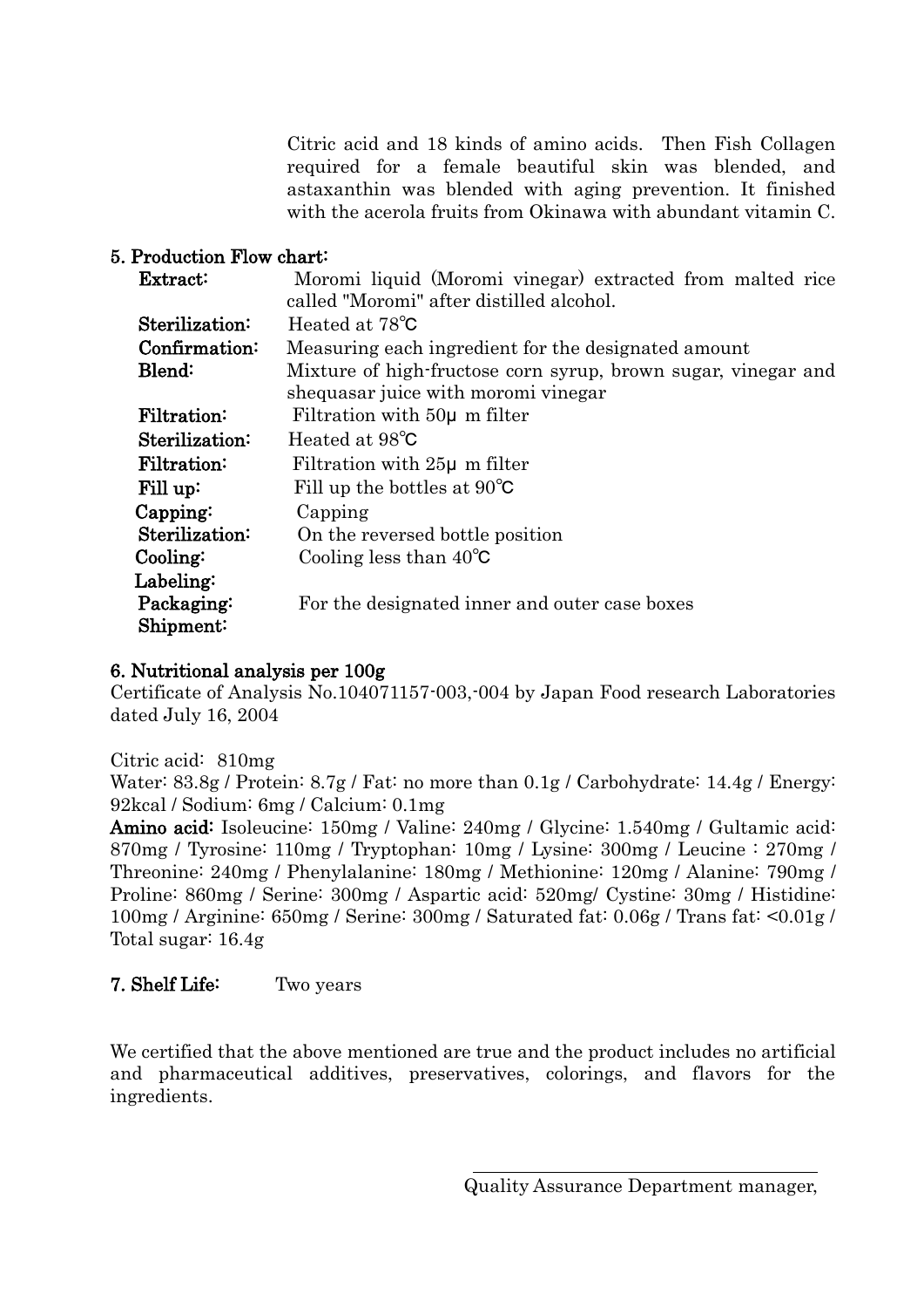Citric acid and 18 kinds of amino acids. Then Fish Collagen required for a female beautiful skin was blended, and astaxanthin was blended with aging prevention. It finished with the acerola fruits from Okinawa with abundant vitamin C.

**5. Production Flow chart:**

| | |
|---|---|
| **Extract:** | Moromi liquid (Moromi vinegar) extracted from malted rice called "Moromi" after distilled alcohol. |
| **Sterilization:** | Heated at 78℃ |
| **Confirmation:** | Measuring each ingredient for the designated amount |
| **Blend:** | Mixture of high-fructose corn syrup, brown sugar, vinegar and shequasar juice with moromi vinegar |
| **Filtration:** | Filtration with 50μ m filter |
| **Sterilization:** | Heated at 98℃ |
| **Filtration:** | Filtration with 25μ m filter |
| **Fill up:** | Fill up the bottles at 90℃ |
| **Capping:** | Capping |
| **Sterilization:** | On the reversed bottle position |
| **Cooling:** | Cooling less than 40℃ |
| **Labeling:** | |
| **Packaging:** | For the designated inner and outer case boxes |
| **Shipment:** | |

**6. Nutritional analysis per 100g**

Certificate of Analysis No.104071157-003,-004 by Japan Food research Laboratories dated July 16, 2004

Citric acid: 810mg

Water: 83.8g / Protein: 8.7g / Fat: no more than 0.1g / Carbohydrate: 14.4g / Energy: 92kcal / Sodium: 6mg / Calcium: 0.1mg

**Amino acid:** Isoleucine: 150mg / Valine: 240mg / Glycine: 1.540mg / Gultamic acid: 870mg / Tyrosine: 110mg / Tryptophan: 10mg / Lysine: 300mg / Leucine : 270mg / Threonine: 240mg / Phenylalanine: 180mg / Methionine: 120mg / Alanine: 790mg / Proline: 860mg / Serine: 300mg / Aspartic acid: 520mg/ Cystine: 30mg / Histidine: 100mg / Arginine: 650mg / Serine: 300mg / Saturated fat: 0.06g / Trans fat: <0.01g / Total sugar: 16.4g

**7. Shelf Life:** Two years

We certified that the above mentioned are true and the product includes no artificial and pharmaceutical additives, preservatives, colorings, and flavors for the ingredients.

Quality Assurance Department manager,